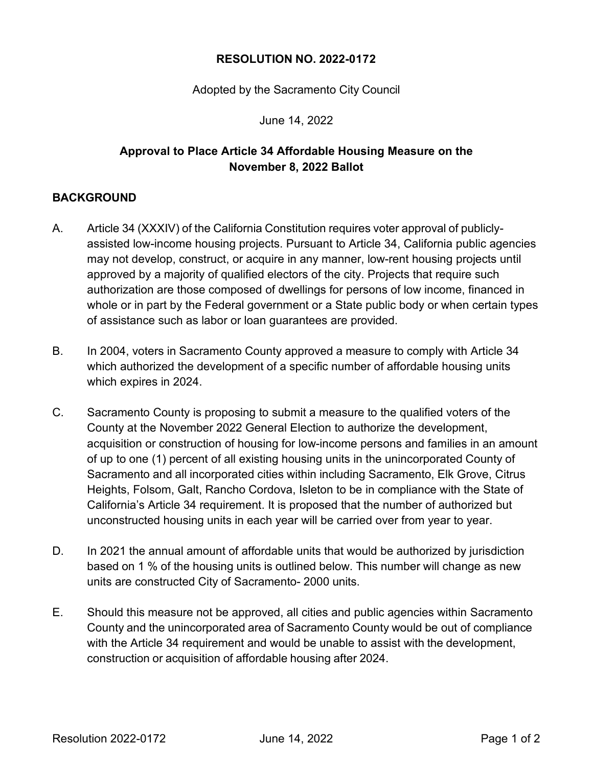**RESOLUTION NO. 2022-0172**

Adopted by the Sacramento City Council

June 14, 2022

**Approval to Place Article 34 Affordable Housing Measure on the November 8, 2022 Ballot**

## BACKGROUND

A. Article 34 (XXXIV) of the California Constitution requires voter approval of publicly-assisted low-income housing projects. Pursuant to Article 34, California public agencies may not develop, construct, or acquire in any manner, low-rent housing projects until approved by a majority of qualified electors of the city. Projects that require such authorization are those composed of dwellings for persons of low income, financed in whole or in part by the Federal government or a State public body or when certain types of assistance such as labor or loan guarantees are provided.

B. In 2004, voters in Sacramento County approved a measure to comply with Article 34 which authorized the development of a specific number of affordable housing units which expires in 2024.

C. Sacramento County is proposing to submit a measure to the qualified voters of the County at the November 2022 General Election to authorize the development, acquisition or construction of housing for low-income persons and families in an amount of up to one (1) percent of all existing housing units in the unincorporated County of Sacramento and all incorporated cities within including Sacramento, Elk Grove, Citrus Heights, Folsom, Galt, Rancho Cordova, Isleton to be in compliance with the State of California's Article 34 requirement. It is proposed that the number of authorized but unconstructed housing units in each year will be carried over from year to year.

D. In 2021 the annual amount of affordable units that would be authorized by jurisdiction based on 1 % of the housing units is outlined below. This number will change as new units are constructed City of Sacramento- 2000 units.

E. Should this measure not be approved, all cities and public agencies within Sacramento County and the unincorporated area of Sacramento County would be out of compliance with the Article 34 requirement and would be unable to assist with the development, construction or acquisition of affordable housing after 2024.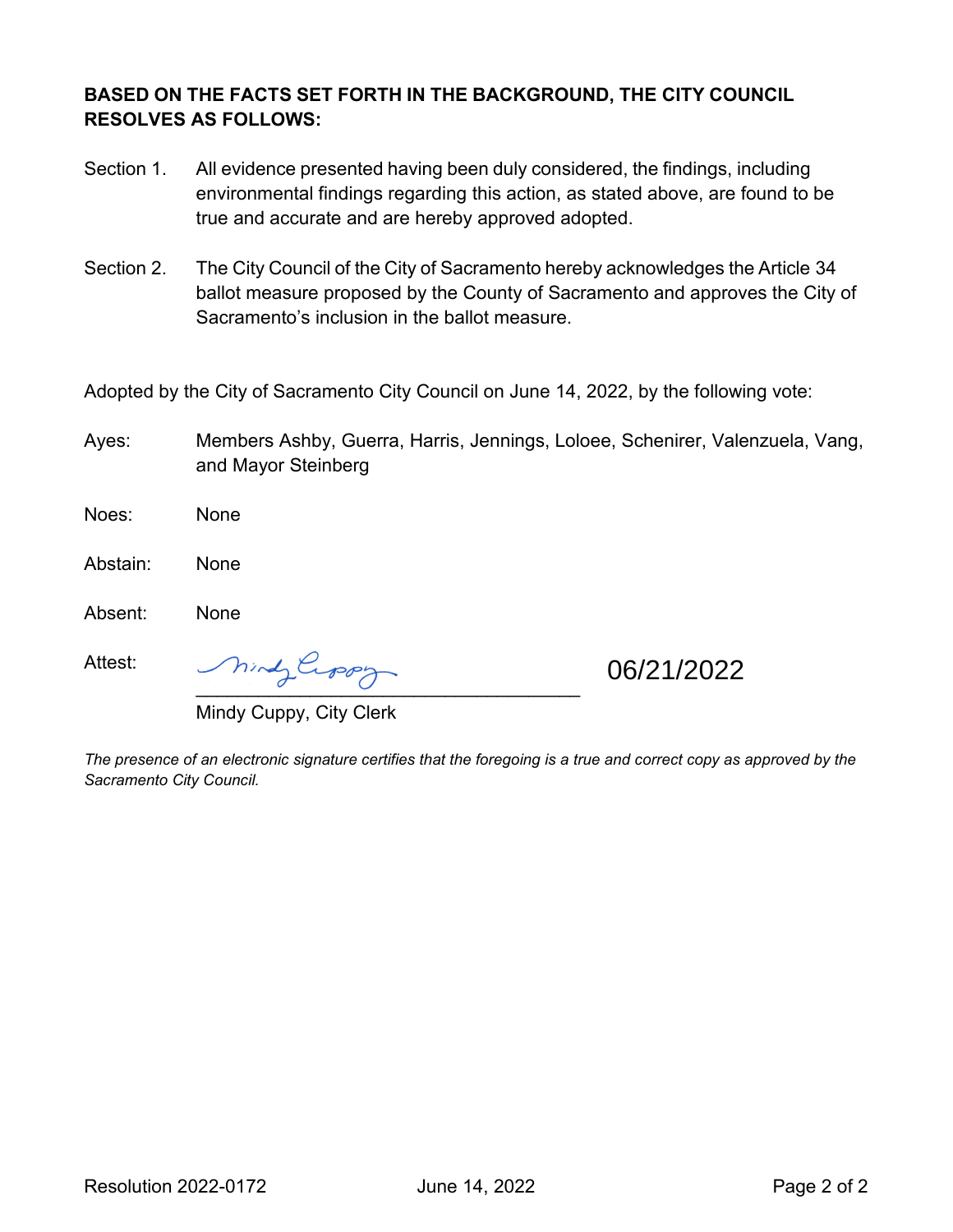**BASED ON THE FACTS SET FORTH IN THE BACKGROUND, THE CITY COUNCIL RESOLVES AS FOLLOWS:**

Section 1. All evidence presented having been duly considered, the findings, including environmental findings regarding this action, as stated above, are found to be true and accurate and are hereby approved adopted.

Section 2. The City Council of the City of Sacramento hereby acknowledges the Article 34 ballot measure proposed by the County of Sacramento and approves the City of Sacramento's inclusion in the ballot measure.

Adopted by the City of Sacramento City Council on June 14, 2022, by the following vote:

Ayes: Members Ashby, Guerra, Harris, Jennings, Loloee, Schenirer, Valenzuela, Vang, and Mayor Steinberg

Noes: None

Abstain: None

Absent: None

Attest: ____________________________________ 06/21/2022

Mindy Cuppy, City Clerk

*The presence of an electronic signature certifies that the foregoing is a true and correct copy as approved by the Sacramento City Council.*

Resolution 2022-0172 June 14, 2022